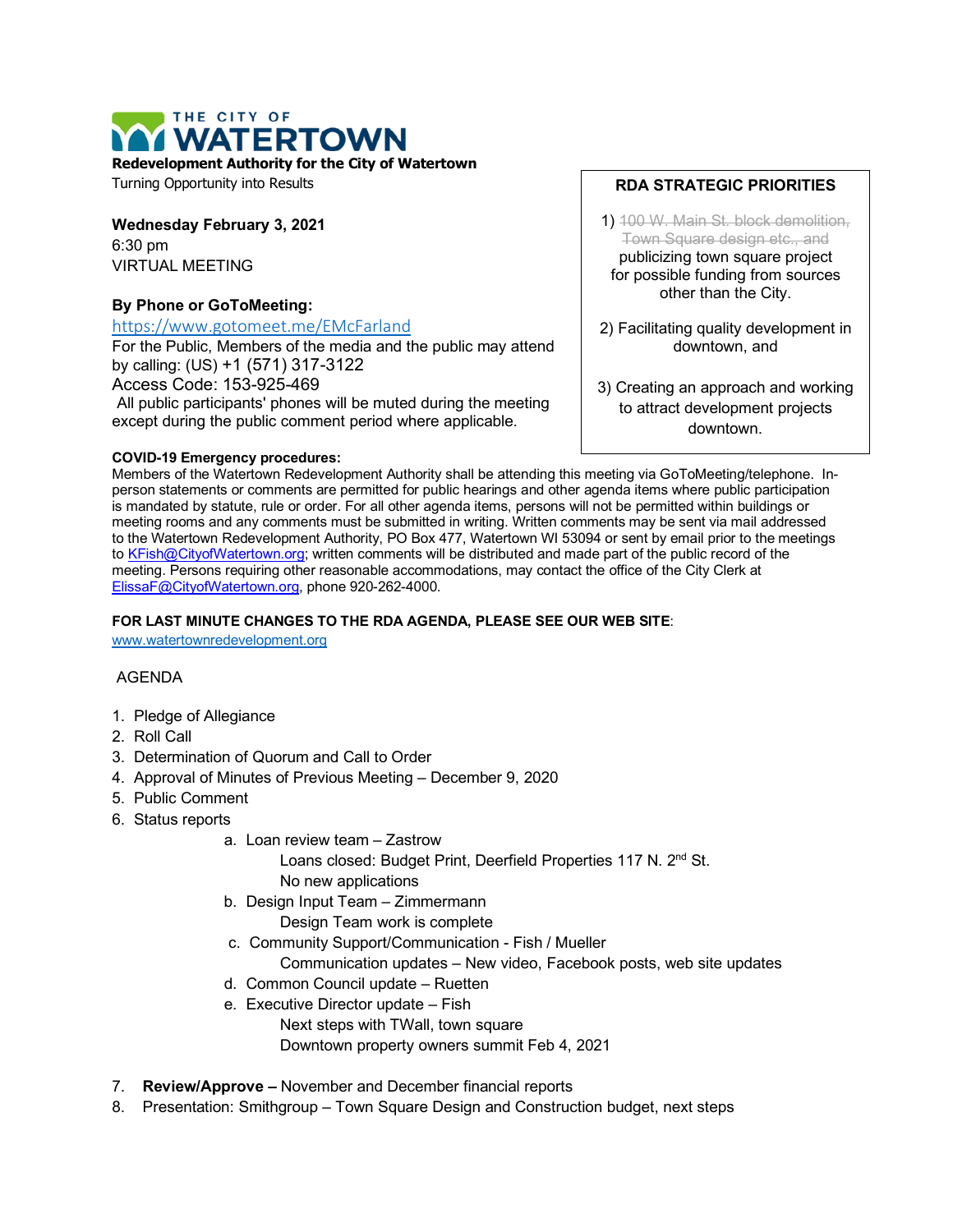# THE CITY OF WATERTOWN

**Redevelopment Authority for the City of Watertown**

Turning Opportunity into Results

**Wednesday February 3, 2021**

6:30 pm

VIRTUAL MEETING

**By Phone or GoToMeeting:**

https://www.gotomeet.me/EMcFarland

For the Public, Members of the media and the public may attend by calling: (US) +1 (571) 317-3122

Access Code: 153-925-469

All public participants' phones will be muted during the meeting except during the public comment period where applicable.

**RDA STRATEGIC PRIORITIES**

1) ~~100 W. Main St. block demolition, Town Square design etc., and~~ publicizing town square project for possible funding from sources other than the City.

2) Facilitating quality development in downtown, and

3) Creating an approach and working to attract development projects downtown.

**COVID-19 Emergency procedures:**

Members of the Watertown Redevelopment Authority shall be attending this meeting via GoToMeeting/telephone. In-person statements or comments are permitted for public hearings and other agenda items where public participation is mandated by statute, rule or order. For all other agenda items, persons will not be permitted within buildings or meeting rooms and any comments must be submitted in writing. Written comments may be sent via mail addressed to the Watertown Redevelopment Authority, PO Box 477, Watertown WI 53094 or sent by email prior to the meetings to KFish@CityofWatertown.org; written comments will be distributed and made part of the public record of the meeting. Persons requiring other reasonable accommodations, may contact the office of the City Clerk at ElissaF@CityofWatertown.org, phone 920-262-4000.

**FOR LAST MINUTE CHANGES TO THE RDA AGENDA, PLEASE SEE OUR WEB SITE**:

www.watertownredevelopment.org

AGENDA

1. Pledge of Allegiance
2. Roll Call
3. Determination of Quorum and Call to Order
4. Approval of Minutes of Previous Meeting – December 9, 2020
5. Public Comment
6. Status reports
   a. Loan review team – Zastrow
      Loans closed: Budget Print, Deerfield Properties 117 N. 2nd St.
      No new applications
   b. Design Input Team – Zimmermann
      Design Team work is complete
   c. Community Support/Communication - Fish / Mueller
      Communication updates – New video, Facebook posts, web site updates
   d. Common Council update – Ruetten
   e. Executive Director update – Fish
      Next steps with TWall, town square
      Downtown property owners summit Feb 4, 2021
7. **Review/Approve –** November and December financial reports
8. Presentation: Smithgroup – Town Square Design and Construction budget, next steps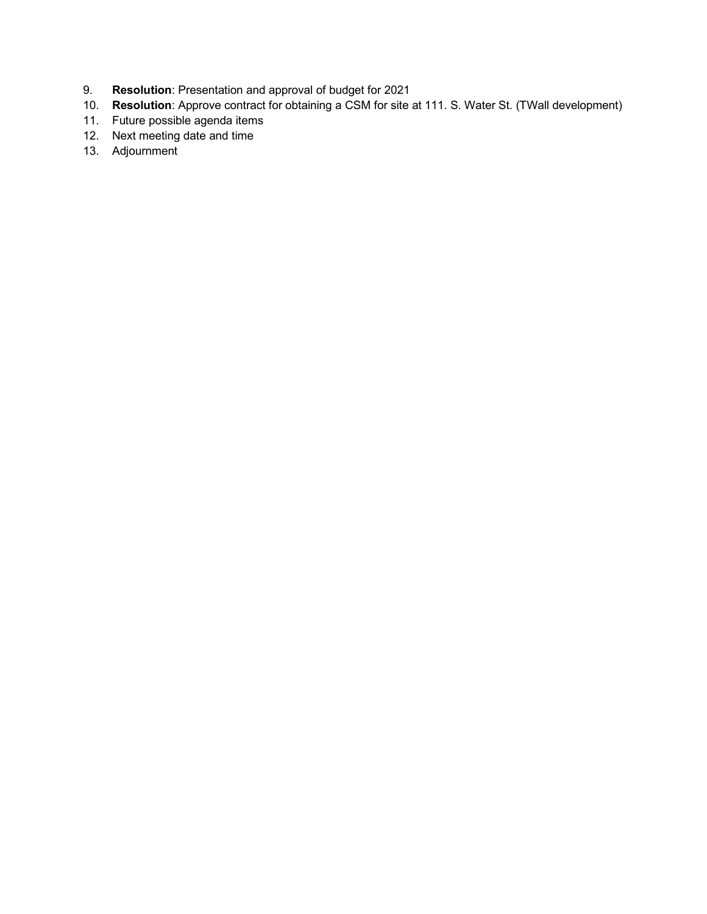9. **Resolution**: Presentation and approval of budget for 2021
10. **Resolution**: Approve contract for obtaining a CSM for site at 111. S. Water St. (TWall development)
11. Future possible agenda items
12. Next meeting date and time
13. Adjournment